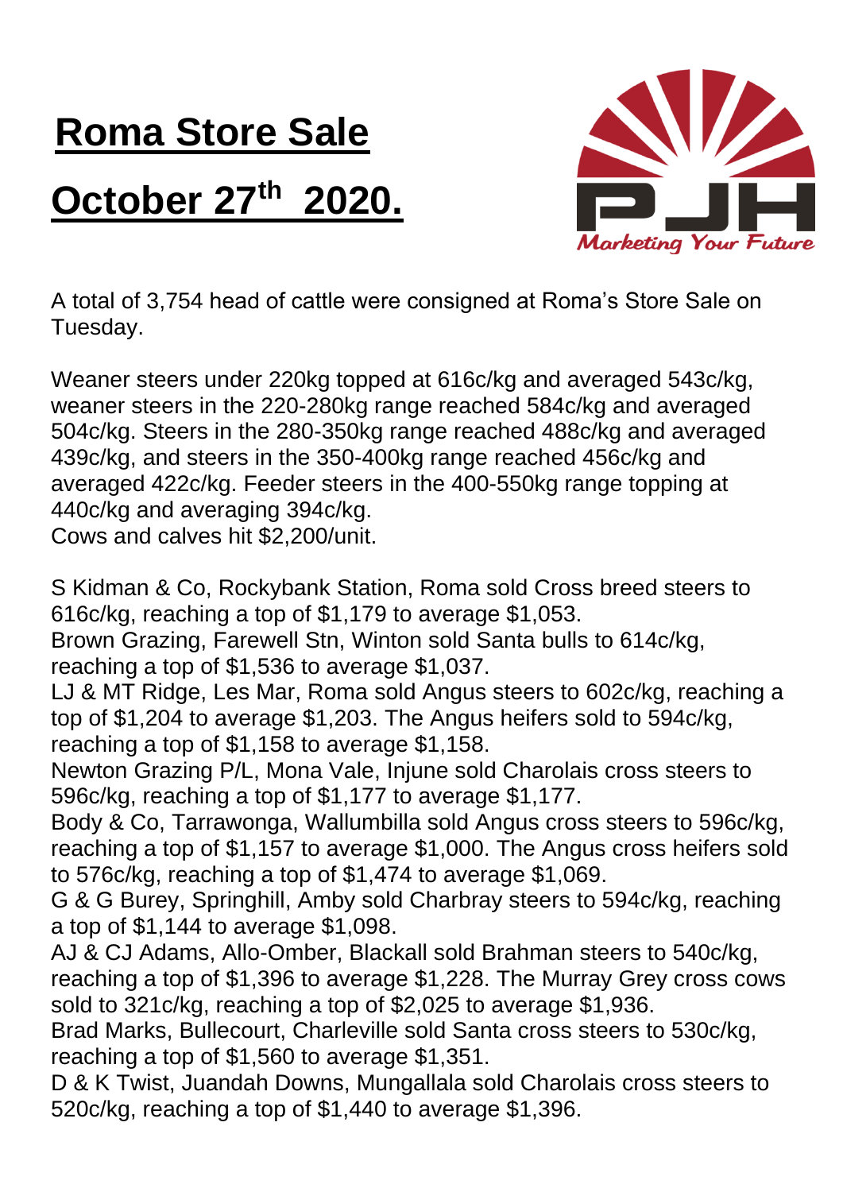# Roma Store Sale

# October 27th 2020.

A total of 3,754 head of cattle were consigned at Roma's Store Sale on Tuesday.

Weaner steers under 220kg topped at 616c/kg and averaged 543c/kg, weaner steers in the 220-280kg range reached 584c/kg and averaged 504c/kg. Steers in the 280-350kg range reached 488c/kg and averaged 439c/kg, and steers in the 350-400kg range reached 456c/kg and averaged 422c/kg. Feeder steers in the 400-550kg range topping at 440c/kg and averaging 394c/kg.
Cows and calves hit $2,200/unit.

S Kidman & Co, Rockybank Station, Roma sold Cross breed steers to 616c/kg, reaching a top of $1,179 to average $1,053.
Brown Grazing, Farewell Stn, Winton sold Santa bulls to 614c/kg, reaching a top of $1,536 to average $1,037.
LJ & MT Ridge, Les Mar, Roma sold Angus steers to 602c/kg, reaching a top of $1,204 to average $1,203. The Angus heifers sold to 594c/kg, reaching a top of $1,158 to average $1,158.
Newton Grazing P/L, Mona Vale, Injune sold Charolais cross steers to 596c/kg, reaching a top of $1,177 to average $1,177.
Body & Co, Tarrawonga, Wallumbilla sold Angus cross steers to 596c/kg, reaching a top of $1,157 to average $1,000. The Angus cross heifers sold to 576c/kg, reaching a top of $1,474 to average $1,069.
G & G Burey, Springhill, Amby sold Charbray steers to 594c/kg, reaching a top of $1,144 to average $1,098.
AJ & CJ Adams, Allo-Omber, Blackall sold Brahman steers to 540c/kg, reaching a top of $1,396 to average $1,228. The Murray Grey cross cows sold to 321c/kg, reaching a top of $2,025 to average $1,936.
Brad Marks, Bullecourt, Charleville sold Santa cross steers to 530c/kg, reaching a top of $1,560 to average $1,351.
D & K Twist, Juandah Downs, Mungallala sold Charolais cross steers to 520c/kg, reaching a top of $1,440 to average $1,396.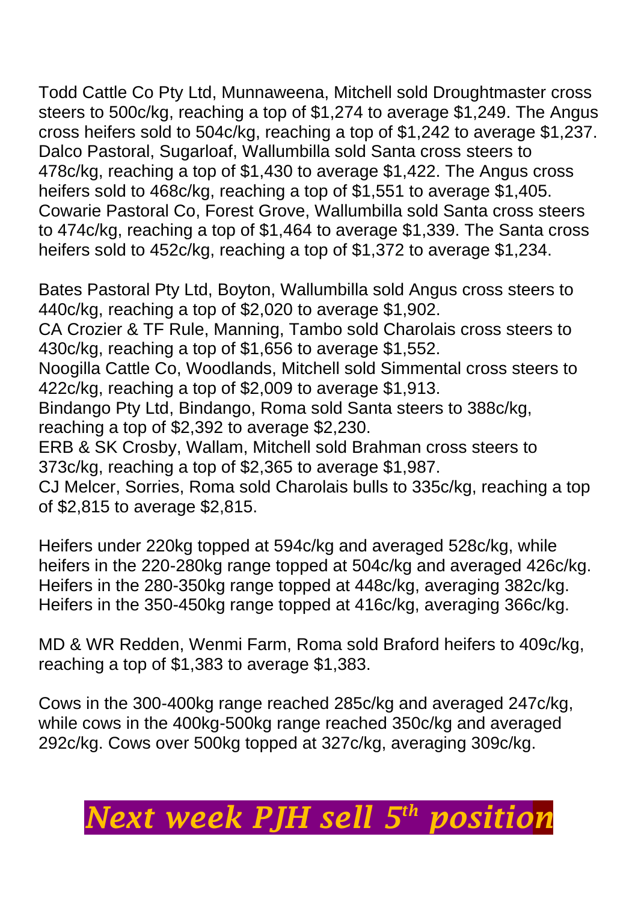Todd Cattle Co Pty Ltd, Munnaweena, Mitchell sold Droughtmaster cross steers to 500c/kg, reaching a top of $1,274 to average $1,249. The Angus cross heifers sold to 504c/kg, reaching a top of $1,242 to average $1,237. Dalco Pastoral, Sugarloaf, Wallumbilla sold Santa cross steers to 478c/kg, reaching a top of $1,430 to average $1,422. The Angus cross heifers sold to 468c/kg, reaching a top of $1,551 to average $1,405. Cowarie Pastoral Co, Forest Grove, Wallumbilla sold Santa cross steers to 474c/kg, reaching a top of $1,464 to average $1,339. The Santa cross heifers sold to 452c/kg, reaching a top of $1,372 to average $1,234.

Bates Pastoral Pty Ltd, Boyton, Wallumbilla sold Angus cross steers to 440c/kg, reaching a top of $2,020 to average $1,902.
CA Crozier & TF Rule, Manning, Tambo sold Charolais cross steers to 430c/kg, reaching a top of $1,656 to average $1,552.
Noogilla Cattle Co, Woodlands, Mitchell sold Simmental cross steers to 422c/kg, reaching a top of $2,009 to average $1,913.
Bindango Pty Ltd, Bindango, Roma sold Santa steers to 388c/kg, reaching a top of $2,392 to average $2,230.
ERB & SK Crosby, Wallam, Mitchell sold Brahman cross steers to 373c/kg, reaching a top of $2,365 to average $1,987.
CJ Melcer, Sorries, Roma sold Charolais bulls to 335c/kg, reaching a top of $2,815 to average $2,815.

Heifers under 220kg topped at 594c/kg and averaged 528c/kg, while heifers in the 220-280kg range topped at 504c/kg and averaged 426c/kg. Heifers in the 280-350kg range topped at 448c/kg, averaging 382c/kg. Heifers in the 350-450kg range topped at 416c/kg, averaging 366c/kg.

MD & WR Redden, Wenmi Farm, Roma sold Braford heifers to 409c/kg, reaching a top of $1,383 to average $1,383.

Cows in the 300-400kg range reached 285c/kg and averaged 247c/kg, while cows in the 400kg-500kg range reached 350c/kg and averaged 292c/kg. Cows over 500kg topped at 327c/kg, averaging 309c/kg.

***Next week PJH sell 5th position***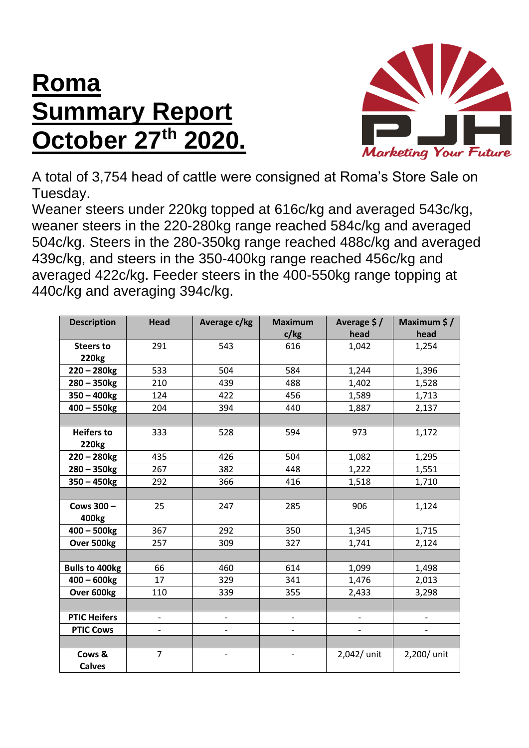# Roma Summary Report October 27th 2020.

A total of 3,754 head of cattle were consigned at Roma's Store Sale on Tuesday.

Weaner steers under 220kg topped at 616c/kg and averaged 543c/kg, weaner steers in the 220-280kg range reached 584c/kg and averaged 504c/kg. Steers in the 280-350kg range reached 488c/kg and averaged 439c/kg, and steers in the 350-400kg range reached 456c/kg and averaged 422c/kg. Feeder steers in the 400-550kg range topping at 440c/kg and averaging 394c/kg.

| Description | Head | Average c/kg | Maximum c/kg | Average $ / head | Maximum $ / head |
|---|---|---|---|---|---|
| **Steers to 220kg** | 291 | 543 | 616 | 1,042 | 1,254 |
| **220 – 280kg** | 533 | 504 | 584 | 1,244 | 1,396 |
| **280 – 350kg** | 210 | 439 | 488 | 1,402 | 1,528 |
| **350 – 400kg** | 124 | 422 | 456 | 1,589 | 1,713 |
| **400 – 550kg** | 204 | 394 | 440 | 1,887 | 2,137 |
| | | | | | |
| **Heifers to 220kg** | 333 | 528 | 594 | 973 | 1,172 |
| **220 – 280kg** | 435 | 426 | 504 | 1,082 | 1,295 |
| **280 – 350kg** | 267 | 382 | 448 | 1,222 | 1,551 |
| **350 – 450kg** | 292 | 366 | 416 | 1,518 | 1,710 |
| | | | | | |
| **Cows 300 – 400kg** | 25 | 247 | 285 | 906 | 1,124 |
| **400 – 500kg** | 367 | 292 | 350 | 1,345 | 1,715 |
| **Over 500kg** | 257 | 309 | 327 | 1,741 | 2,124 |
| | | | | | |
| **Bulls to 400kg** | 66 | 460 | 614 | 1,099 | 1,498 |
| **400 – 600kg** | 17 | 329 | 341 | 1,476 | 2,013 |
| **Over 600kg** | 110 | 339 | 355 | 2,433 | 3,298 |
| | | | | | |
| **PTIC Heifers** | - | - | - | - | - |
| **PTIC Cows** | - | - | - | - | - |
| | | | | | |
| **Cows & Calves** | 7 | - | - | 2,042/ unit | 2,200/ unit |